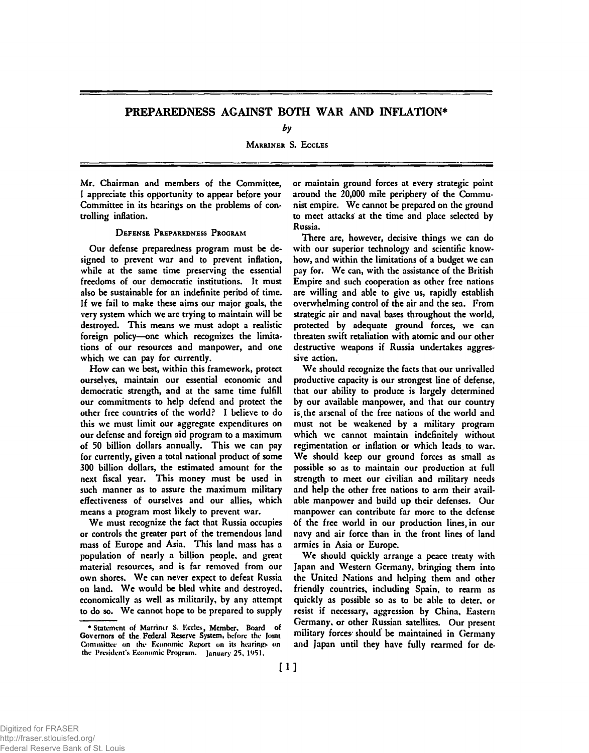# PREPAREDNESS AGAINST BOTH WAR AND INFLATION*

*by*

MARRINER S. ECCLES

Mr. Chairman and members of the Committee, I appreciate this opportunity to appear before your Committee in its hearings on the problems of controlling inflation.

## DEFENSE PREPAREDNESS PROGRAM

Our defense preparedness program must be designed to prevent war and to prevent inflation, while at the same time preserving the essential freedoms of our democratic institutions. It must also be sustainable for an indefinite period of time. If we fail to make these aims our major goals, the very system which we are trying to maintain will be destroyed. This means we must adopt a realistic foreign policy—one which recognizes the limitations of our resources and manpower, and one which we can pay for currently.

How can we best, within this framework, protect ourselves, maintain our essential economic and democratic strength, and at the same time fulfill our commitments to help defend and protect the other free countries of the world? I believe to do this we must limit our aggregate expenditures on our defense and foreign aid program to a maximum of 50 billion dollars annually. This we can pay for currently, given a total national product of some 300 billion dollars, the estimated amount for the next fiscal year. This money must be used in such manner as to assure the maximum military effectiveness of ourselves and our allies, which means a program most likely to prevent war.

We must recognize the fact that Russia occupies or controls the greater part of the tremendous land mass of Europe and Asia. This land mass has a population of nearly a billion people, and great material resources, and is far removed from our own shores. We can never expect to defeat Russia on land. We would be bled white and destroyed, economically as well as militarily, by any attempt to do so. We cannot hope to be prepared to supply or maintain ground forces at every strategic point around the 20,000 mile periphery of the Communist empire. We cannot be prepared on the ground to meet attacks at the time and place selected by Russia.

There are, however, decisive things we can do with our superior technology and scientific knowhow, and within the limitations of a budget we can pay for. We can, with the assistance of the British Empire and such cooperation as other free nations are willing and able to give us, rapidly establish overwhelming control of the air and the sea. From strategic air and naval bases throughout the world, protected by adequate ground forces, we can threaten swift retaliation with atomic and our other destructive weapons if Russia undertakes aggressive action.

We should recognize the facts that our unrivalled productive capacity is our strongest line of defense, that our ability to produce is largely determined by our available manpower, and that our country is the arsenal of the free nations of the world and must not be weakened by a military program which we cannot maintain indefinitely without regimentation or inflation or which leads to war. We should keep our ground forces as small as possible so as to maintain our production at full strength to meet our civilian and military needs and help the other free nations to arm their available manpower and build up their defenses. Our manpower can contribute far more to the defense of the free world in our production lines, in our navy and air force than in the front lines of land armies in Asia or Europe.

We should quickly arrange a peace treaty with Japan and Western Germany, bringing them into the United Nations and helping them and other friendly countries, including Spain, to rearm as quickly as possible so as to be able to deter, or resist if necessary, aggression by China, Eastern Germany, or other Russian satellites. Our present military forces should be maintained in Germany and Japan until they have fully rearmed for de-

\* Statement of Marriner S. Eccles, Member, Board of Governors of the Federal Reserve System, before the Joint Committee on the Economic Report on its hearings on the President's Economic Program. January 25, 1951.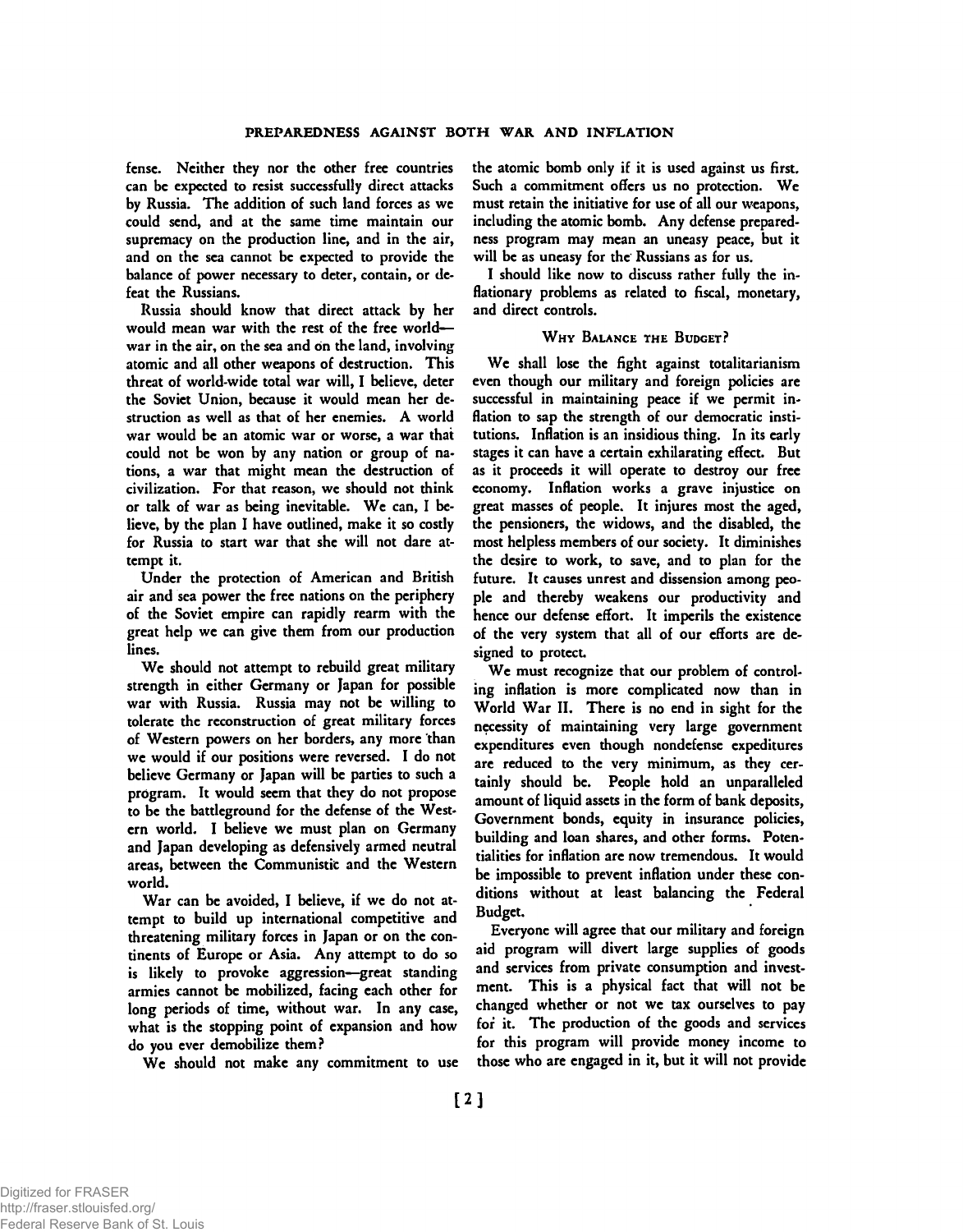fense. Neither they nor the other free countries can be expected to resist successfully direct attacks by Russia. The addition of such land forces as we could send, and at the same time maintain our supremacy on the production line, and in the air, and on the sea cannot be expected to provide the balance of power necessary to deter, contain, or defeat the Russians.

Russia should know that direct attack by her would mean war with the rest of the free world—war in the air, on the sea and on the land, involving atomic and all other weapons of destruction. This threat of world-wide total war will, I believe, deter the Soviet Union, because it would mean her destruction as well as that of her enemies. A world war would be an atomic war or worse, a war that could not be won by any nation or group of nations, a war that might mean the destruction of civilization. For that reason, we should not think or talk of war as being inevitable. We can, I believe, by the plan I have outlined, make it so costly for Russia to start war that she will not dare attempt it.

Under the protection of American and British air and sea power the free nations on the periphery of the Soviet empire can rapidly rearm with the great help we can give them from our production lines.

We should not attempt to rebuild great military strength in either Germany or Japan for possible war with Russia. Russia may not be willing to tolerate the reconstruction of great military forces of Western powers on her borders, any more than we would if our positions were reversed. I do not believe Germany or Japan will be parties to such a program. It would seem that they do not propose to be the battleground for the defense of the Western world. I believe we must plan on Germany and Japan developing as defensively armed neutral areas, between the Communistic and the Western world.

War can be avoided, I believe, if we do not attempt to build up international competitive and threatening military forces in Japan or on the continents of Europe or Asia. Any attempt to do so is likely to provoke aggression—great standing armies cannot be mobilized, facing each other for long periods of time, without war. In any case, what is the stopping point of expansion and how do you ever demobilize them?

We should not make any commitment to use the atomic bomb only if it is used against us first. Such a commitment offers us no protection. We must retain the initiative for use of all our weapons, including the atomic bomb. Any defense preparedness program may mean an uneasy peace, but it will be as uneasy for the Russians as for us.

I should like now to discuss rather fully the inflationary problems as related to fiscal, monetary, and direct controls.

## Why Balance the Budget?

We shall lose the fight against totalitarianism even though our military and foreign policies are successful in maintaining peace if we permit inflation to sap the strength of our democratic institutions. Inflation is an insidious thing. In its early stages it can have a certain exhilarating effect. But as it proceeds it will operate to destroy our free economy. Inflation works a grave injustice on great masses of people. It injures most the aged, the pensioners, the widows, and the disabled, the most helpless members of our society. It diminishes the desire to work, to save, and to plan for the future. It causes unrest and dissension among people and thereby weakens our productivity and hence our defense effort. It imperils the existence of the very system that all of our efforts are designed to protect.

We must recognize that our problem of controlling inflation is more complicated now than in World War II. There is no end in sight for the necessity of maintaining very large government expenditures even though nondefense expeditures are reduced to the very minimum, as they certainly should be. People hold an unparalleled amount of liquid assets in the form of bank deposits, Government bonds, equity in insurance policies, building and loan shares, and other forms. Potentialities for inflation are now tremendous. It would be impossible to prevent inflation under these conditions without at least balancing the Federal Budget.

Everyone will agree that our military and foreign aid program will divert large supplies of goods and services from private consumption and investment. This is a physical fact that will not be changed whether or not we tax ourselves to pay for it. The production of the goods and services for this program will provide money income to those who are engaged in it, but it will not provide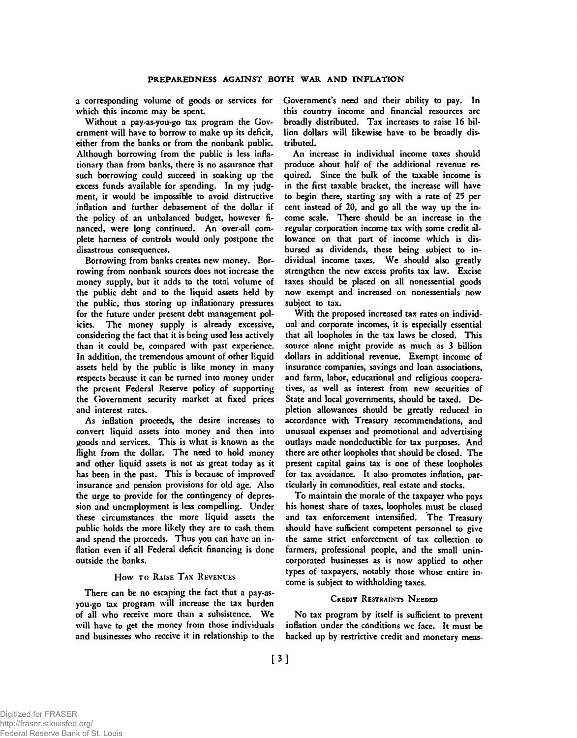a corresponding volume of goods or services for which this income may be spent.

Without a pay-as-you-go tax program the Government will have to borrow to make up its deficit, either from the banks or from the nonbank public. Although borrowing from the public is less inflationary than from banks, there is no assurance that such borrowing could succeed in soaking up the excess funds available for spending. In my judgment, it would be impossible to avoid distructive inflation and further debasement of the dollar if the policy of an unbalanced budget, however financed, were long continued. An over-all complete harness of controls would only postpone the disastrous consequences.

Borrowing from banks creates new money. Borrowing from nonbank sources does not increase the money supply, but it adds to the total volume of the public debt and to the liquid assets held by the public, thus storing up inflationary pressures for the future under present debt management policies. The money supply is already excessive, considering the fact that it is being used less actively than it could be, compared with past experience. In addition, the tremendous amount of other liquid assets held by the public is like money in many respects because it can be turned into money under the present Federal Reserve policy of supporting the Government security market at fixed prices and interest rates.

As inflation proceeds, the desire increases to convert liquid assets into money and then into goods and services. This is what is known as the flight from the dollar. The need to hold money and other liquid assets is not as great today as it has been in the past. This is because of improved insurance and pension provisions for old age. Also the urge to provide for the contingency of depression and unemployment is less compelling. Under these circumstances the more liquid assets the public holds the more likely they are to cash them and spend the proceeds. Thus you can have an inflation even if all Federal deficit financing is done outside the banks.

## How to Raise Tax Revenues

There can be no escaping the fact that a pay-as-you-go tax program will increase the tax burden of all who receive more than a subsistence. We will have to get the money from those individuals and businesses who receive it in relationship to the Government's need and their ability to pay. In this country income and financial resources are broadly distributed. Tax increases to raise 16 billion dollars will likewise have to be broadly distributed.

An increase in individual income taxes should produce about half of the additional revenue required. Since the bulk of the taxable income is in the first taxable bracket, the increase will have to begin there, starting say with a rate of 25 per cent instead of 20, and go all the way up the income scale. There should be an increase in the regular corporation income tax with some credit allowance on that part of income which is disbursed as dividends, these being subject to individual income taxes. We should also greatly strengthen the new excess profits tax law. Excise taxes should be placed on all nonessential goods now exempt and increased on nonessentials now subject to tax.

With the proposed increased tax rates on individual and corporate incomes, it is especially essential that all loopholes in the tax laws be closed. This source alone might provide as much as 3 billion dollars in additional revenue. Exempt income of insurance companies, savings and loan associations, and farm, labor, educational and religious cooperatives, as well as interest from new securities of State and local governments, should be taxed. Depletion allowances should be greatly reduced in accordance with Treasury recommendations, and unusual expenses and promotional and advertising outlays made nondeductible for tax purposes. And there are other loopholes that should be closed. The present capital gains tax is one of these loopholes for tax avoidance. It also promotes inflation, particularly in commodities, real estate and stocks.

To maintain the morale of the taxpayer who pays his honest share of taxes, loopholes must be closed and tax enforcement intensified. The Treasury should have sufficient competent personnel to give the same strict enforcement of tax collection to farmers, professional people, and the small unincorporated businesses as is now applied to other types of taxpayers, notably those whose entire income is subject to withholding taxes.

## Credit Restraints Needed

No tax program by itself is sufficient to prevent inflation under the cónditions we face. It must be backed up by restrictive credit and monetary meas-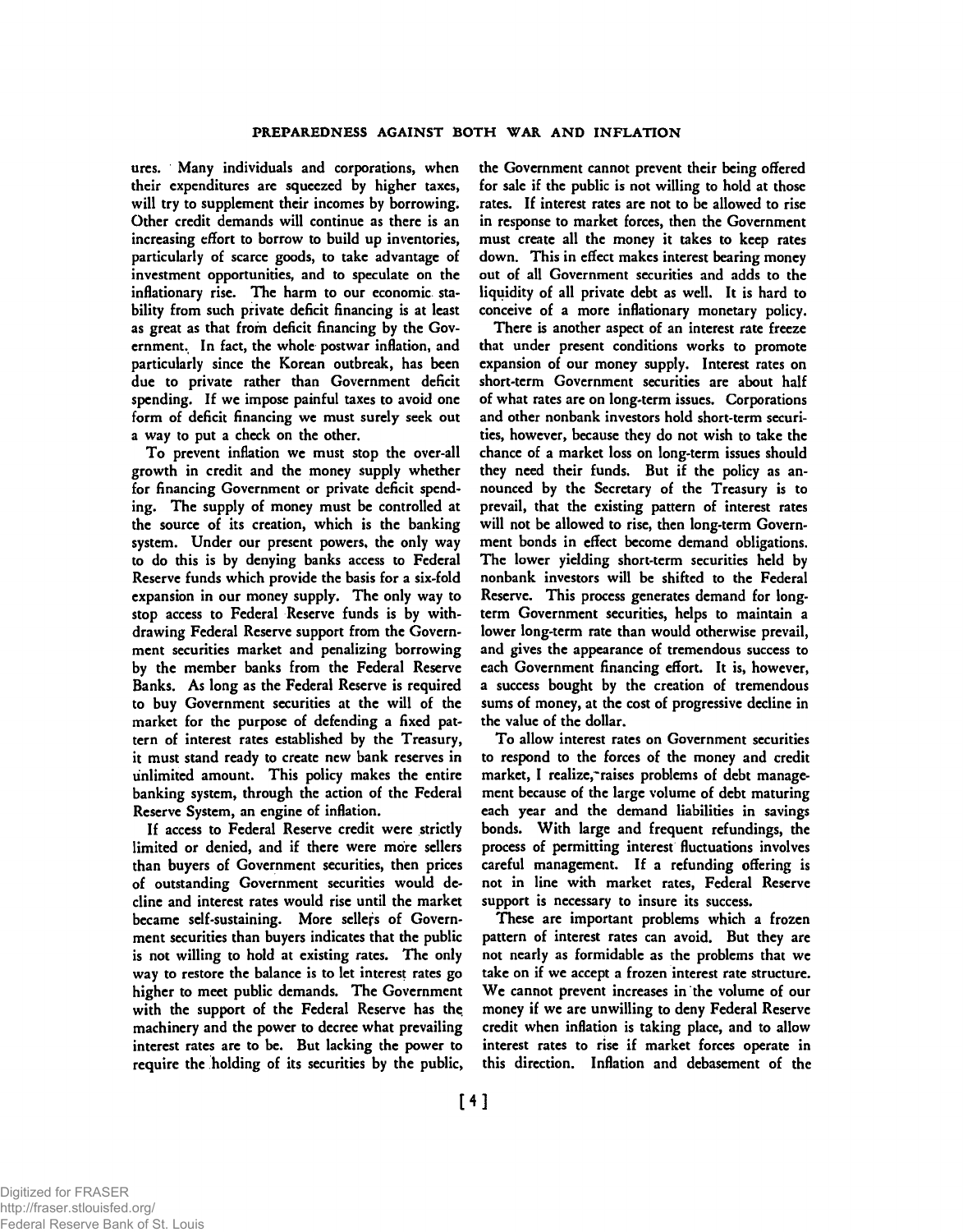ures. Many individuals and corporations, when their expenditures are squeezed by higher taxes, will try to supplement their incomes by borrowing. Other credit demands will continue as there is an increasing effort to borrow to build up inventories, particularly of scarce goods, to take advantage of investment opportunities, and to speculate on the inflationary rise. The harm to our economic stability from such private deficit financing is at least as great as that from deficit financing by the Government. In fact, the whole postwar inflation, and particularly since the Korean outbreak, has been due to private rather than Government deficit spending. If we impose painful taxes to avoid one form of deficit financing we must surely seek out a way to put a check on the other.

To prevent inflation we must stop the over-all growth in credit and the money supply whether for financing Government or private deficit spending. The supply of money must be controlled at the source of its creation, which is the banking system. Under our present powers, the only way to do this is by denying banks access to Federal Reserve funds which provide the basis for a six-fold expansion in our money supply. The only way to stop access to Federal Reserve funds is by withdrawing Federal Reserve support from the Government securities market and penalizing borrowing by the member banks from the Federal Reserve Banks. As long as the Federal Reserve is required to buy Government securities at the will of the market for the purpose of defending a fixed pattern of interest rates established by the Treasury, it must stand ready to create new bank reserves in unlimited amount. This policy makes the entire banking system, through the action of the Federal Reserve System, an engine of inflation.

If access to Federal Reserve credit were strictly limited or denied, and if there were more sellers than buyers of Government securities, then prices of outstanding Government securities would decline and interest rates would rise until the market became self-sustaining. More sellers of Government securities than buyers indicates that the public is not willing to hold at existing rates. The only way to restore the balance is to let interest rates go higher to meet public demands. The Government with the support of the Federal Reserve has the machinery and the power to decree what prevailing interest rates are to be. But lacking the power to require the holding of its securities by the public, the Government cannot prevent their being offered for sale if the public is not willing to hold at those rates. If interest rates are not to be allowed to rise in response to market forces, then the Government must create all the money it takes to keep rates down. This in effect makes interest bearing money out of all Government securities and adds to the liquidity of all private debt as well. It is hard to conceive of a more inflationary monetary policy.

There is another aspect of an interest rate freeze that under present conditions works to promote expansion of our money supply. Interest rates on short-term Government securities are about half of what rates are on long-term issues. Corporations and other nonbank investors hold short-term securities, however, because they do not wish to take the chance of a market loss on long-term issues should they need their funds. But if the policy as announced by the Secretary of the Treasury is to prevail, that the existing pattern of interest rates will not be allowed to rise, then long-term Government bonds in effect become demand obligations. The lower yielding short-term securities held by nonbank investors will be shifted to the Federal Reserve. This process generates demand for long-term Government securities, helps to maintain a lower long-term rate than would otherwise prevail, and gives the appearance of tremendous success to each Government financing effort. It is, however, a success bought by the creation of tremendous sums of money, at the cost of progressive decline in the value of the dollar.

To allow interest rates on Government securities to respond to the forces of the money and credit market, I realize, raises problems of debt management because of the large volume of debt maturing each year and the demand liabilities in savings bonds. With large and frequent refundings, the process of permitting interest fluctuations involves careful management. If a refunding offering is not in line with market rates, Federal Reserve support is necessary to insure its success.

These are important problems which a frozen pattern of interest rates can avoid. But they are not nearly as formidable as the problems that we take on if we accept a frozen interest rate structure. We cannot prevent increases in the volume of our money if we are unwilling to deny Federal Reserve credit when inflation is taking place, and to allow interest rates to rise if market forces operate in this direction. Inflation and debasement of the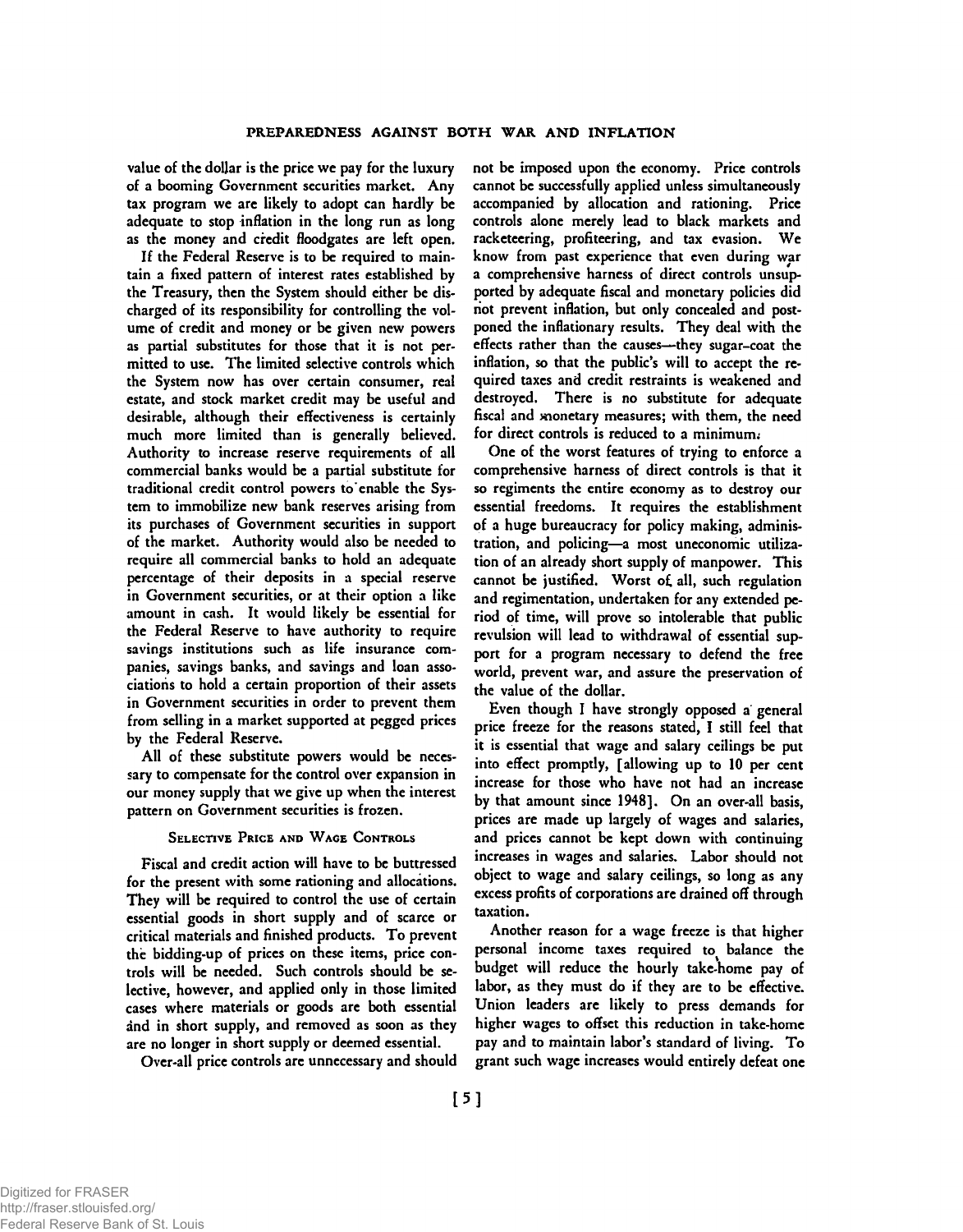value of the dollar is the price we pay for the luxury of a booming Government securities market. Any tax program we are likely to adopt can hardly be adequate to stop inflation in the long run as long as the money and credit floodgates are left open.

If the Federal Reserve is to be required to maintain a fixed pattern of interest rates established by the Treasury, then the System should either be discharged of its responsibility for controlling the volume of credit and money or be given new powers as partial substitutes for those that it is not permitted to use. The limited selective controls which the System now has over certain consumer, real estate, and stock market credit may be useful and desirable, although their effectiveness is certainly much more limited than is generally believed. Authority to increase reserve requirements of all commercial banks would be a partial substitute for traditional credit control powers to enable the System to immobilize new bank reserves arising from its purchases of Government securities in support of the market. Authority would also be needed to require all commercial banks to hold an adequate percentage of their deposits in a special reserve in Government securities, or at their option a like amount in cash. It would likely be essential for the Federal Reserve to have authority to require savings institutions such as life insurance companies, savings banks, and savings and loan associations to hold a certain proportion of their assets in Government securities in order to prevent them from selling in a market supported at pegged prices by the Federal Reserve.

All of these substitute powers would be necessary to compensate for the control over expansion in our money supply that we give up when the interest pattern on Government securities is frozen.

### Selective Price and Wage Controls

Fiscal and credit action will have to be buttressed for the present with some rationing and allocations. They will be required to control the use of certain essential goods in short supply and of scarce or critical materials and finished products. To prevent the bidding-up of prices on these items, price controls will be needed. Such controls should be selective, however, and applied only in those limited cases where materials or goods are both essential and in short supply, and removed as soon as they are no longer in short supply or deemed essential.

Over-all price controls are unnecessary and should not be imposed upon the economy. Price controls cannot be successfully applied unless simultaneously accompanied by allocation and rationing. Price controls alone merely lead to black markets and racketeering, profiteering, and tax evasion. We know from past experience that even during war a comprehensive harness of direct controls unsupported by adequate fiscal and monetary policies did not prevent inflation, but only concealed and postponed the inflationary results. They deal with the effects rather than the causes—they sugar-coat the inflation, so that the public's will to accept the required taxes and credit restraints is weakened and destroyed. There is no substitute for adequate fiscal and monetary measures; with them, the need for direct controls is reduced to a minimum.

One of the worst features of trying to enforce a comprehensive harness of direct controls is that it so regiments the entire economy as to destroy our essential freedoms. It requires the establishment of a huge bureaucracy for policy making, administration, and policing—a most uneconomic utilization of an already short supply of manpower. This cannot be justified. Worst of all, such regulation and regimentation, undertaken for any extended period of time, will prove so intolerable that public revulsion will lead to withdrawal of essential support for a program necessary to defend the free world, prevent war, and assure the preservation of the value of the dollar.

Even though I have strongly opposed a general price freeze for the reasons stated, I still feel that it is essential that wage and salary ceilings be put into effect promptly, [allowing up to 10 per cent increase for those who have not had an increase by that amount since 1948]. On an over-all basis, prices are made up largely of wages and salaries, and prices cannot be kept down with continuing increases in wages and salaries. Labor should not object to wage and salary ceilings, so long as any excess profits of corporations are drained off through taxation.

Another reason for a wage freeze is that higher personal income taxes required to balance the budget will reduce the hourly take-home pay of labor, as they must do if they are to be effective. Union leaders are likely to press demands for higher wages to offset this reduction in take-home pay and to maintain labor's standard of living. To grant such wage increases would entirely defeat one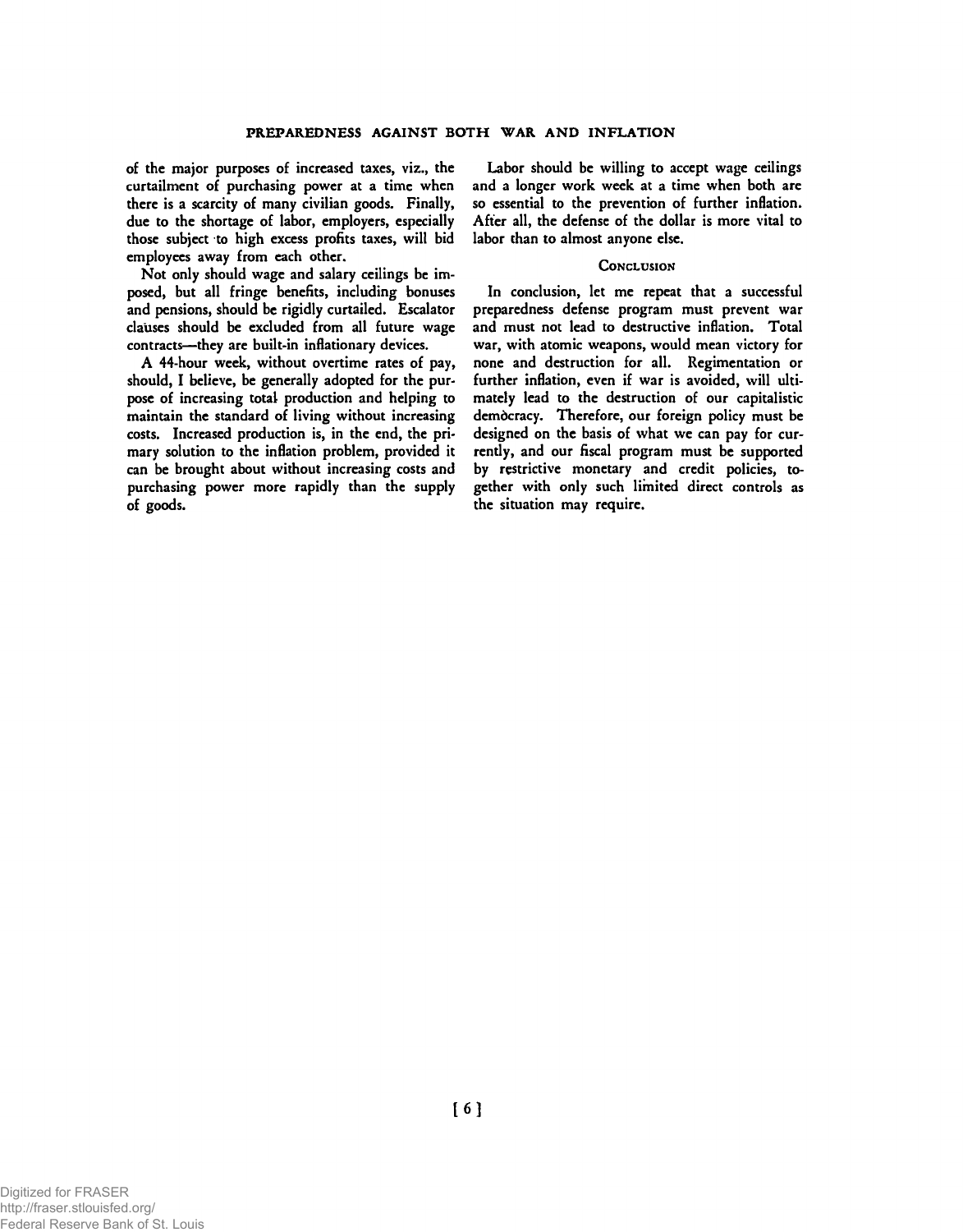of the major purposes of increased taxes, viz., the curtailment of purchasing power at a time when there is a scarcity of many civilian goods. Finally, due to the shortage of labor, employers, especially those subject to high excess profits taxes, will bid employees away from each other.

Not only should wage and salary ceilings be imposed, but all fringe benefits, including bonuses and pensions, should be rigidly curtailed. Escalator clauses should be excluded from all future wage contracts—they are built-in inflationary devices.

A 44-hour week, without overtime rates of pay, should, I believe, be generally adopted for the purpose of increasing total production and helping to maintain the standard of living without increasing costs. Increased production is, in the end, the primary solution to the inflation problem, provided it can be brought about without increasing costs and purchasing power more rapidly than the supply of goods.

Labor should be willing to accept wage ceilings and a longer work week at a time when both are so essential to the prevention of further inflation. After all, the defense of the dollar is more vital to labor than to almost anyone else.

## Conclusion

In conclusion, let me repeat that a successful preparedness defense program must prevent war and must not lead to destructive inflation. Total war, with atomic weapons, would mean victory for none and destruction for all. Regimentation or further inflation, even if war is avoided, will ultimately lead to the destruction of our capitalistic democracy. Therefore, our foreign policy must be designed on the basis of what we can pay for currently, and our fiscal program must be supported by restrictive monetary and credit policies, together with only such limited direct controls as the situation may require.